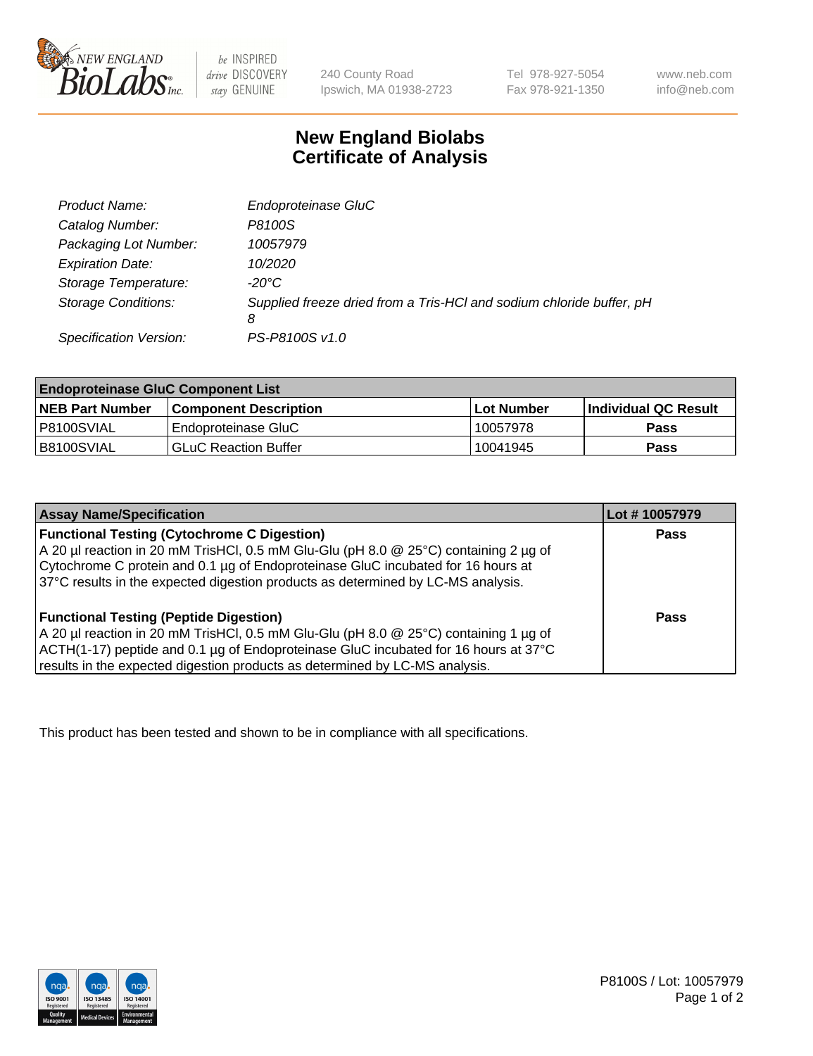New England BioLabs Inc. — be INSPIRED drive DISCOVERY stay GENUINE

240 County Road
Ipswich, MA 01938-2723

Tel 978-927-5054
Fax 978-921-1350

www.neb.com
info@neb.com

# New England Biolabs
# Certificate of Analysis

| | |
|---|---|
| *Product Name:* | *Endoproteinase GluC* |
| *Catalog Number:* | *P8100S* |
| *Packaging Lot Number:* | *10057979* |
| *Expiration Date:* | *10/2020* |
| *Storage Temperature:* | *-20°C* |
| *Storage Conditions:* | *Supplied freeze dried from a Tris-HCl and sodium chloride buffer, pH 8* |
| *Specification Version:* | *PS-P8100S v1.0* |

| Endoproteinase GluC Component List | | | |
|---|---|---|---|
| **NEB Part Number** | **Component Description** | **Lot Number** | **Individual QC Result** |
| P8100SVIAL | Endoproteinase GluC | 10057978 | **Pass** |
| B8100SVIAL | GLuC Reaction Buffer | 10041945 | **Pass** |

| Assay Name/Specification | Lot # 10057979 |
|---|---|
| **Functional Testing (Cytochrome C Digestion)**<br>A 20 µl reaction in 20 mM TrisHCl, 0.5 mM Glu-Glu (pH 8.0 @ 25°C) containing 2 µg of Cytochrome C protein and 0.1 µg of Endoproteinase GluC incubated for 16 hours at 37°C results in the expected digestion products as determined by LC-MS analysis. | **Pass** |
| **Functional Testing (Peptide Digestion)**<br>A 20 µl reaction in 20 mM TrisHCl, 0.5 mM Glu-Glu (pH 8.0 @ 25°C) containing 1 µg of ACTH(1-17) peptide and 0.1 µg of Endoproteinase GluC incubated for 16 hours at 37°C results in the expected digestion products as determined by LC-MS analysis. | **Pass** |

This product has been tested and shown to be in compliance with all specifications.

P8100S / Lot: 10057979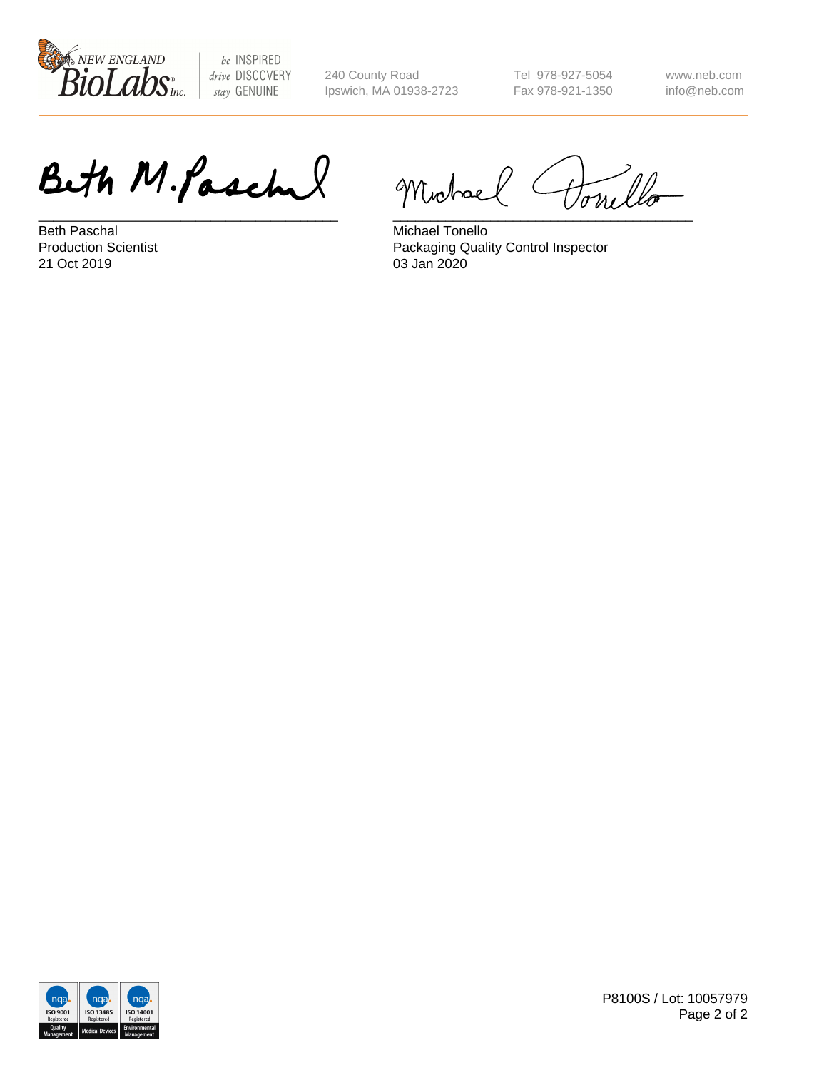Beth Paschal
Production Scientist
21 Oct 2019

Michael Tonello
Packaging Quality Control Inspector
03 Jan 2020